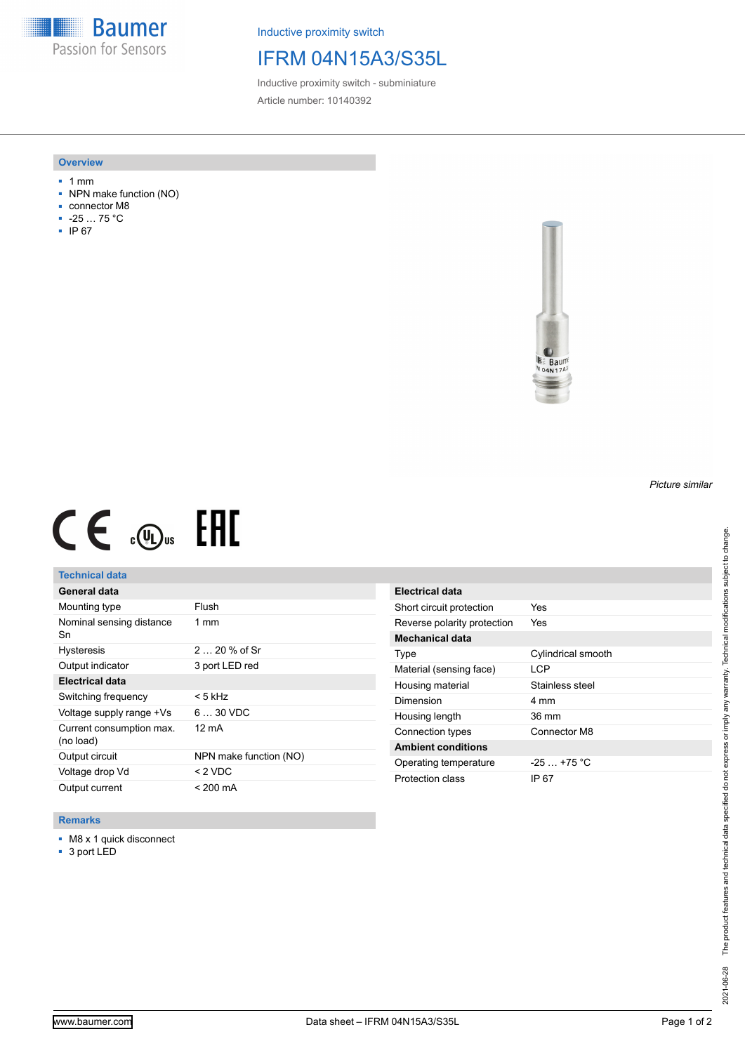Baumer
Passion for Sensors

Inductive proximity switch

# IFRM 04N15A3/S35L

Inductive proximity switch - subminiature

Article number: 10140392

## Overview

- 1 mm
- NPN make function (NO)
- connector M8
- -25 … 75 °C
- IP 67

*Picture similar*

## Technical data

| General data | |
|---|---|
| Mounting type | Flush |
| Nominal sensing distance Sn | 1 mm |
| Hysteresis | 2 … 20 % of Sr |
| Output indicator | 3 port LED red |
| **Electrical data** | |
| Switching frequency | < 5 kHz |
| Voltage supply range +Vs | 6 … 30 VDC |
| Current consumption max. (no load) | 12 mA |
| Output circuit | NPN make function (NO) |
| Voltage drop Vd | < 2 VDC |
| Output current | < 200 mA |

| Electrical data | |
|---|---|
| Short circuit protection | Yes |
| Reverse polarity protection | Yes |
| **Mechanical data** | |
| Type | Cylindrical smooth |
| Material (sensing face) | LCP |
| Housing material | Stainless steel |
| Dimension | 4 mm |
| Housing length | 36 mm |
| Connection types | Connector M8 |
| **Ambient conditions** | |
| Operating temperature | -25 … +75 °C |
| Protection class | IP 67 |

## Remarks

- M8 x 1 quick disconnect
- 3 port LED

2021-06-28 The product features and technical data specified do not express or imply any warranty. Technical modifications subject to change.

www.baumer.com Data sheet – IFRM 04N15A3/S35L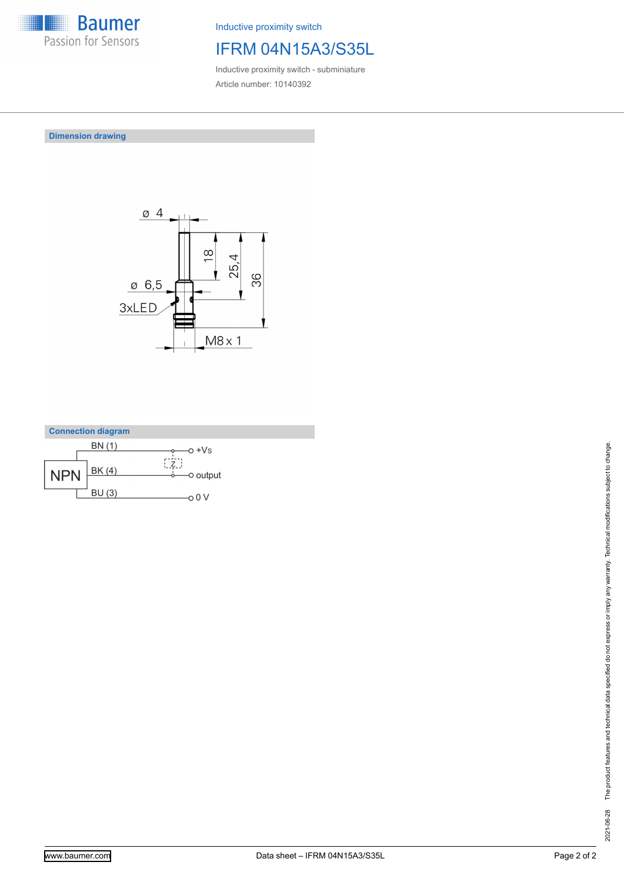Inductive proximity switch

# IFRM 04N15A3/S35L

Inductive proximity switch - subminiature

Article number: 10140392

## Dimension drawing

ø 4

18

25,4

36

ø 6,5

3xLED

M8 x 1

## Connection diagram

NPN

BN (1)

BK (4)

BU (3)

+Vs

Z

output

0 V

The product features and technical data specified do not express or imply any warranty. Technical modifications subject to change.

2021-06-28